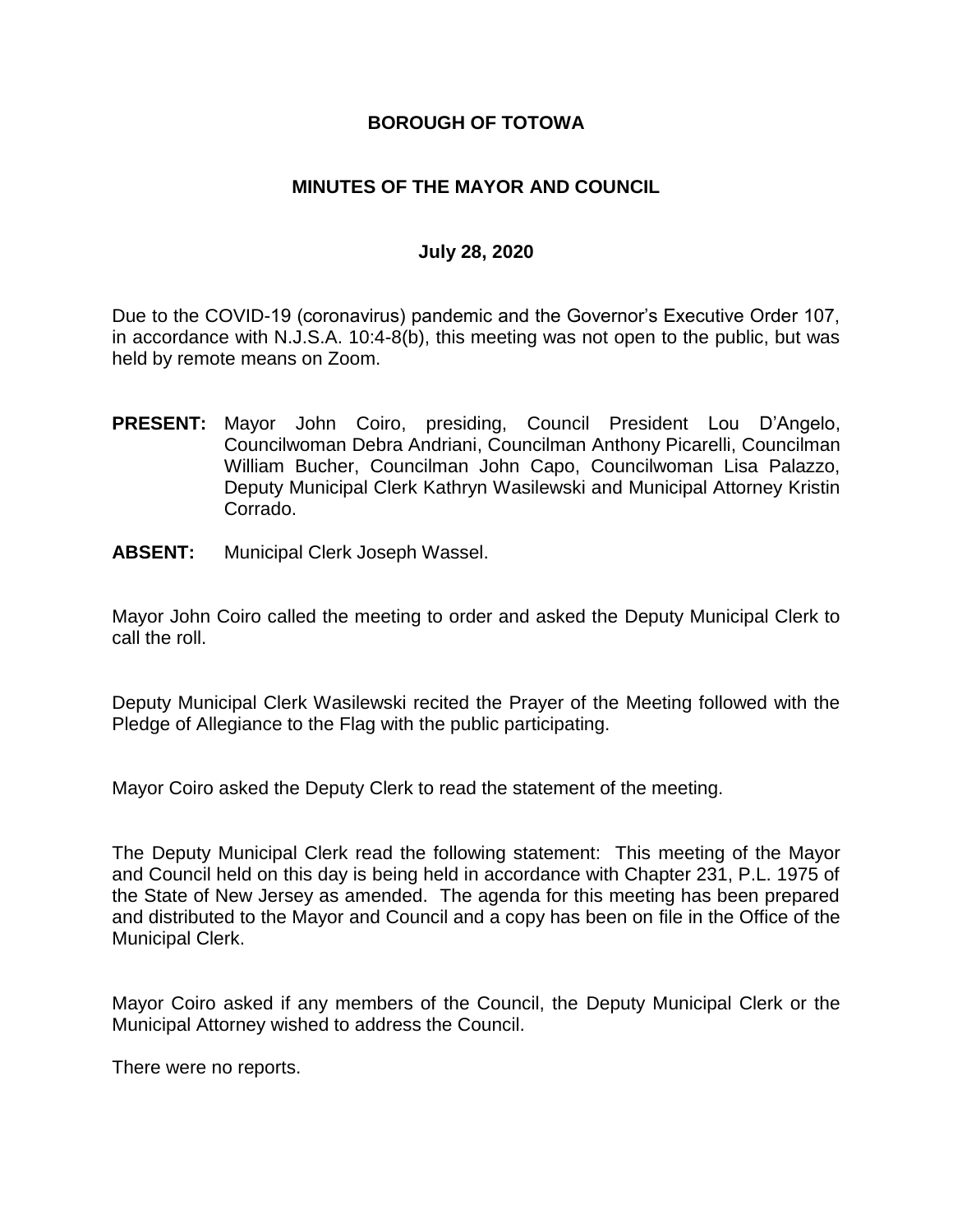# BOROUGH OF TOTOWA

## MINUTES OF THE MAYOR AND COUNCIL

### July 28, 2020

Due to the COVID-19 (coronavirus) pandemic and the Governor's Executive Order 107, in accordance with N.J.S.A. 10:4-8(b), this meeting was not open to the public, but was held by remote means on Zoom.

**PRESENT:** Mayor John Coiro, presiding, Council President Lou D'Angelo, Councilwoman Debra Andriani, Councilman Anthony Picarelli, Councilman William Bucher, Councilman John Capo, Councilwoman Lisa Palazzo, Deputy Municipal Clerk Kathryn Wasilewski and Municipal Attorney Kristin Corrado.

**ABSENT:** Municipal Clerk Joseph Wassel.

Mayor John Coiro called the meeting to order and asked the Deputy Municipal Clerk to call the roll.

Deputy Municipal Clerk Wasilewski recited the Prayer of the Meeting followed with the Pledge of Allegiance to the Flag with the public participating.

Mayor Coiro asked the Deputy Clerk to read the statement of the meeting.

The Deputy Municipal Clerk read the following statement: This meeting of the Mayor and Council held on this day is being held in accordance with Chapter 231, P.L. 1975 of the State of New Jersey as amended. The agenda for this meeting has been prepared and distributed to the Mayor and Council and a copy has been on file in the Office of the Municipal Clerk.

Mayor Coiro asked if any members of the Council, the Deputy Municipal Clerk or the Municipal Attorney wished to address the Council.

There were no reports.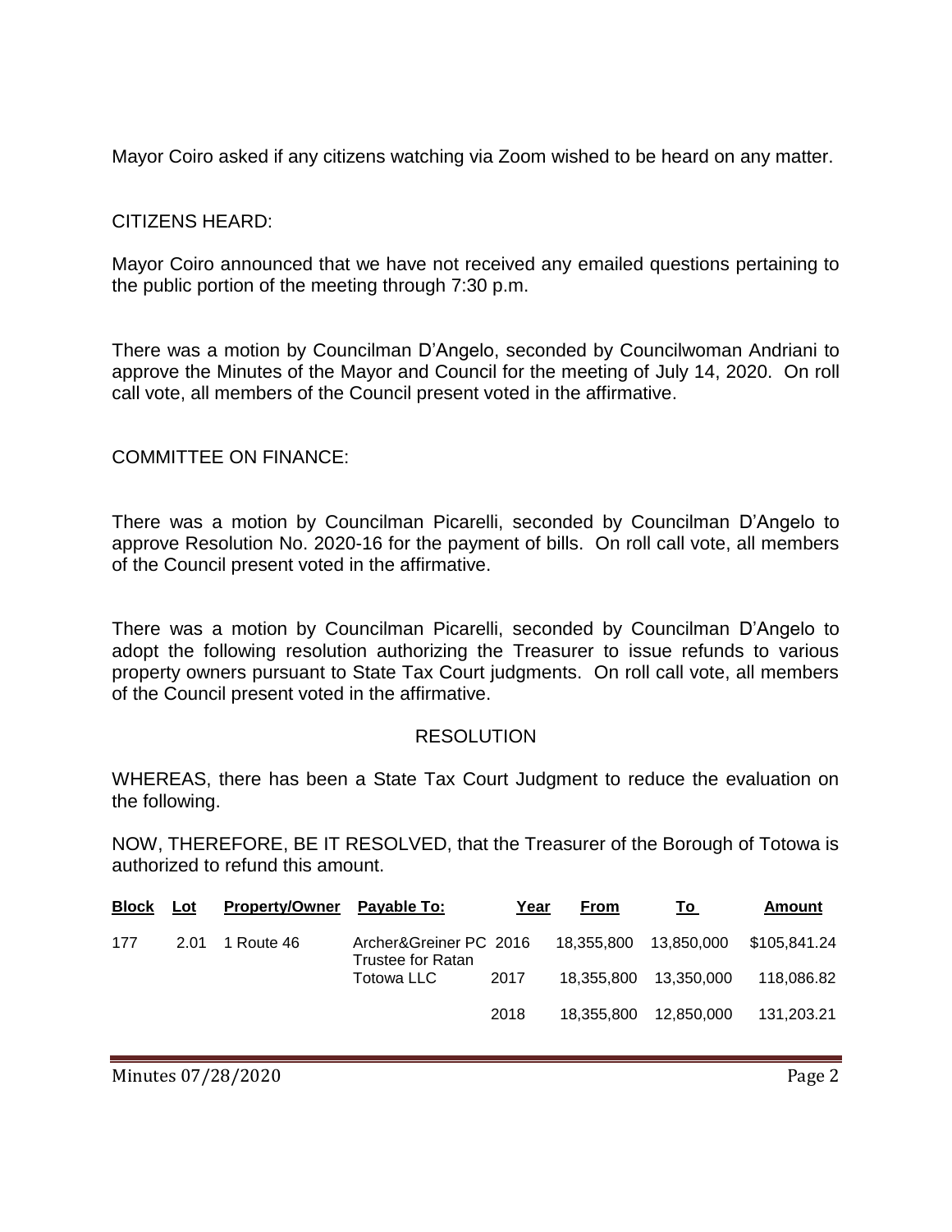Mayor Coiro asked if any citizens watching via Zoom wished to be heard on any matter.

CITIZENS HEARD:

Mayor Coiro announced that we have not received any emailed questions pertaining to the public portion of the meeting through 7:30 p.m.

There was a motion by Councilman D'Angelo, seconded by Councilwoman Andriani to approve the Minutes of the Mayor and Council for the meeting of July 14, 2020. On roll call vote, all members of the Council present voted in the affirmative.

COMMITTEE ON FINANCE:

There was a motion by Councilman Picarelli, seconded by Councilman D'Angelo to approve Resolution No. 2020-16 for the payment of bills. On roll call vote, all members of the Council present voted in the affirmative.

There was a motion by Councilman Picarelli, seconded by Councilman D'Angelo to adopt the following resolution authorizing the Treasurer to issue refunds to various property owners pursuant to State Tax Court judgments. On roll call vote, all members of the Council present voted in the affirmative.

RESOLUTION

WHEREAS, there has been a State Tax Court Judgment to reduce the evaluation on the following.

NOW, THEREFORE, BE IT RESOLVED, that the Treasurer of the Borough of Totowa is authorized to refund this amount.

| Block | Lot | Property/Owner | Payable To: | Year | From | To | Amount |
|---|---|---|---|---|---|---|---|
| 177 | 2.01 | 1 Route 46 | Archer&Greiner PC Trustee for Ratan | 2016 | 18,355,800 | 13,850,000 | $105,841.24 |
| | | | Totowa LLC | 2017 | 18,355,800 | 13,350,000 | 118,086.82 |
| | | | | 2018 | 18,355,800 | 12,850,000 | 131,203.21 |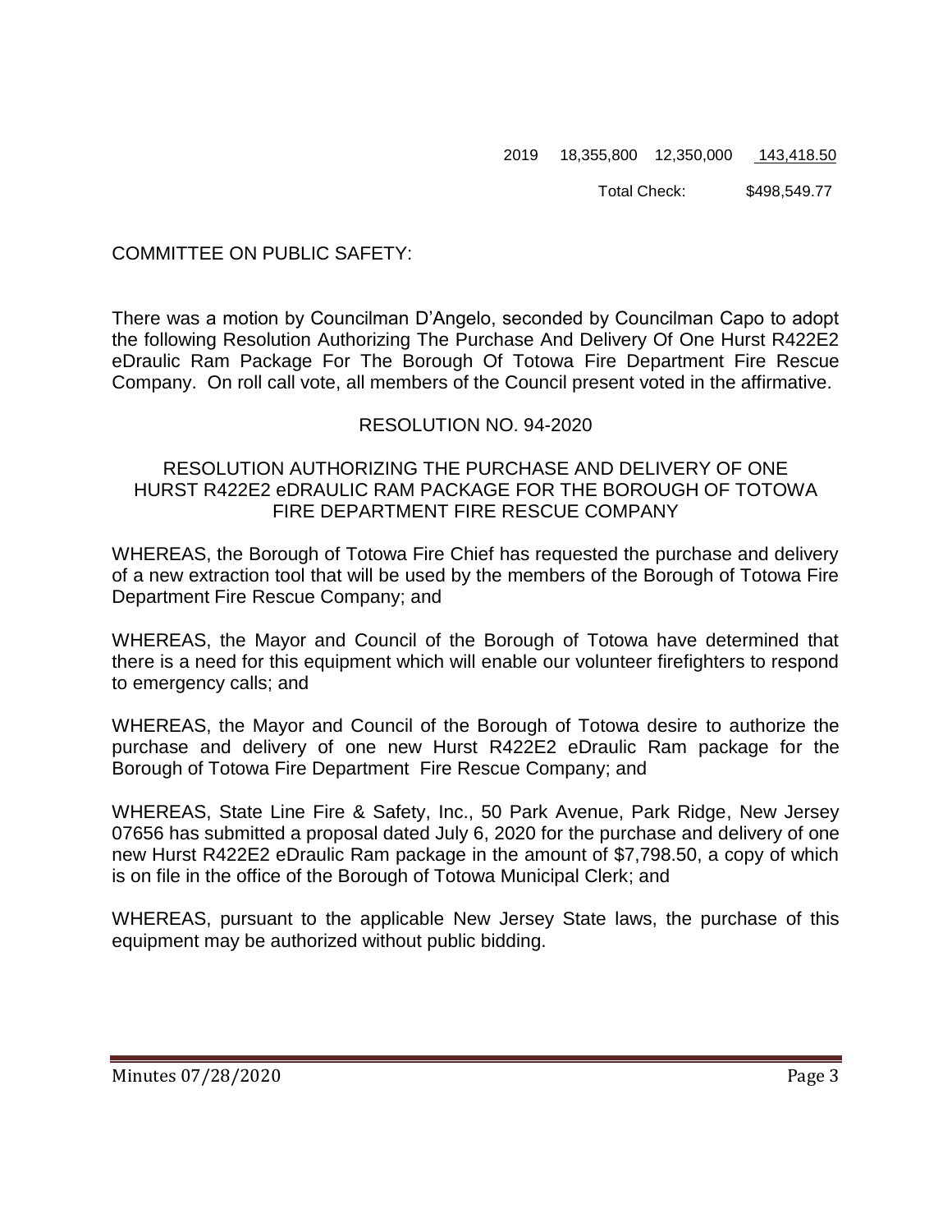| | | | |
|---|---|---|---|
| 2019 | 18,355,800 | 12,350,000 | 143,418.50 |
| | | Total Check: | $498,549.77 |

COMMITTEE ON PUBLIC SAFETY:

There was a motion by Councilman D'Angelo, seconded by Councilman Capo to adopt the following Resolution Authorizing The Purchase And Delivery Of One Hurst R422E2 eDraulic Ram Package For The Borough Of Totowa Fire Department Fire Rescue Company. On roll call vote, all members of the Council present voted in the affirmative.

RESOLUTION NO. 94-2020

RESOLUTION AUTHORIZING THE PURCHASE AND DELIVERY OF ONE HURST R422E2 eDRAULIC RAM PACKAGE FOR THE BOROUGH OF TOTOWA FIRE DEPARTMENT FIRE RESCUE COMPANY

WHEREAS, the Borough of Totowa Fire Chief has requested the purchase and delivery of a new extraction tool that will be used by the members of the Borough of Totowa Fire Department Fire Rescue Company; and

WHEREAS, the Mayor and Council of the Borough of Totowa have determined that there is a need for this equipment which will enable our volunteer firefighters to respond to emergency calls; and

WHEREAS, the Mayor and Council of the Borough of Totowa desire to authorize the purchase and delivery of one new Hurst R422E2 eDraulic Ram package for the Borough of Totowa Fire Department Fire Rescue Company; and

WHEREAS, State Line Fire & Safety, Inc., 50 Park Avenue, Park Ridge, New Jersey 07656 has submitted a proposal dated July 6, 2020 for the purchase and delivery of one new Hurst R422E2 eDraulic Ram package in the amount of $7,798.50, a copy of which is on file in the office of the Borough of Totowa Municipal Clerk; and

WHEREAS, pursuant to the applicable New Jersey State laws, the purchase of this equipment may be authorized without public bidding.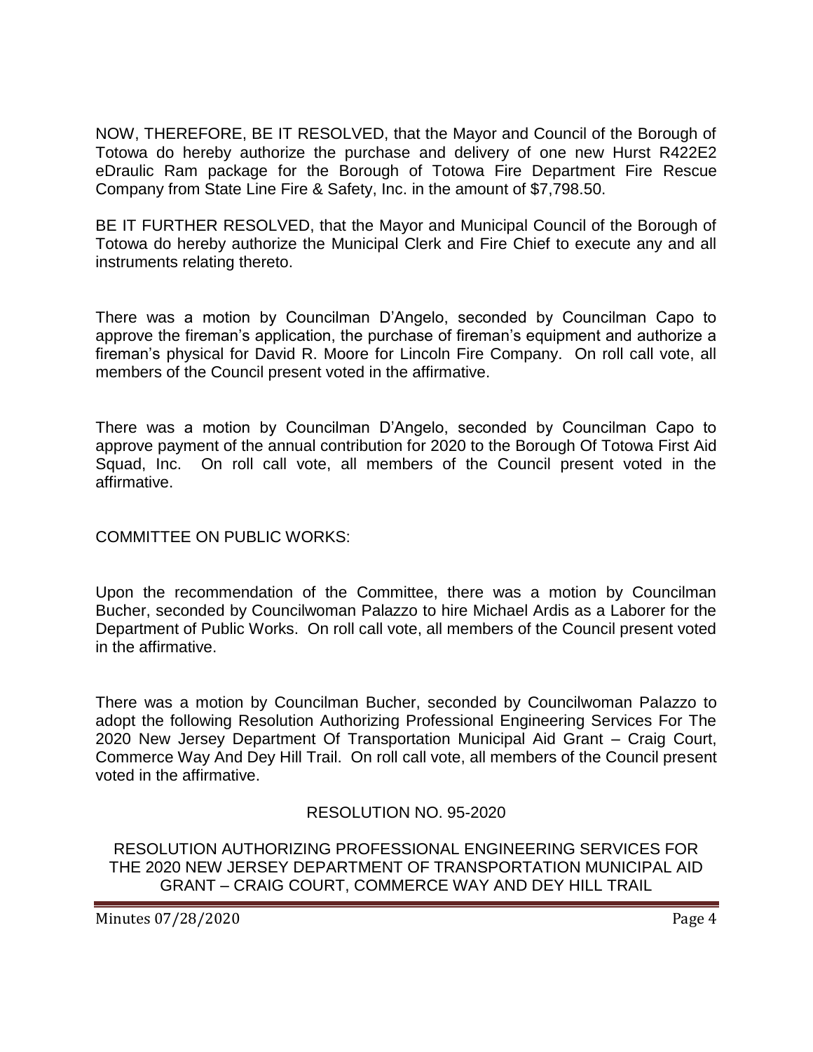NOW, THEREFORE, BE IT RESOLVED, that the Mayor and Council of the Borough of Totowa do hereby authorize the purchase and delivery of one new Hurst R422E2 eDraulic Ram package for the Borough of Totowa Fire Department Fire Rescue Company from State Line Fire & Safety, Inc. in the amount of $7,798.50.

BE IT FURTHER RESOLVED, that the Mayor and Municipal Council of the Borough of Totowa do hereby authorize the Municipal Clerk and Fire Chief to execute any and all instruments relating thereto.

There was a motion by Councilman D'Angelo, seconded by Councilman Capo to approve the fireman's application, the purchase of fireman's equipment and authorize a fireman's physical for David R. Moore for Lincoln Fire Company. On roll call vote, all members of the Council present voted in the affirmative.

There was a motion by Councilman D'Angelo, seconded by Councilman Capo to approve payment of the annual contribution for 2020 to the Borough Of Totowa First Aid Squad, Inc. On roll call vote, all members of the Council present voted in the affirmative.

COMMITTEE ON PUBLIC WORKS:

Upon the recommendation of the Committee, there was a motion by Councilman Bucher, seconded by Councilwoman Palazzo to hire Michael Ardis as a Laborer for the Department of Public Works. On roll call vote, all members of the Council present voted in the affirmative.

There was a motion by Councilman Bucher, seconded by Councilwoman Palazzo to adopt the following Resolution Authorizing Professional Engineering Services For The 2020 New Jersey Department Of Transportation Municipal Aid Grant – Craig Court, Commerce Way And Dey Hill Trail. On roll call vote, all members of the Council present voted in the affirmative.

RESOLUTION NO. 95-2020

RESOLUTION AUTHORIZING PROFESSIONAL ENGINEERING SERVICES FOR THE 2020 NEW JERSEY DEPARTMENT OF TRANSPORTATION MUNICIPAL AID GRANT – CRAIG COURT, COMMERCE WAY AND DEY HILL TRAIL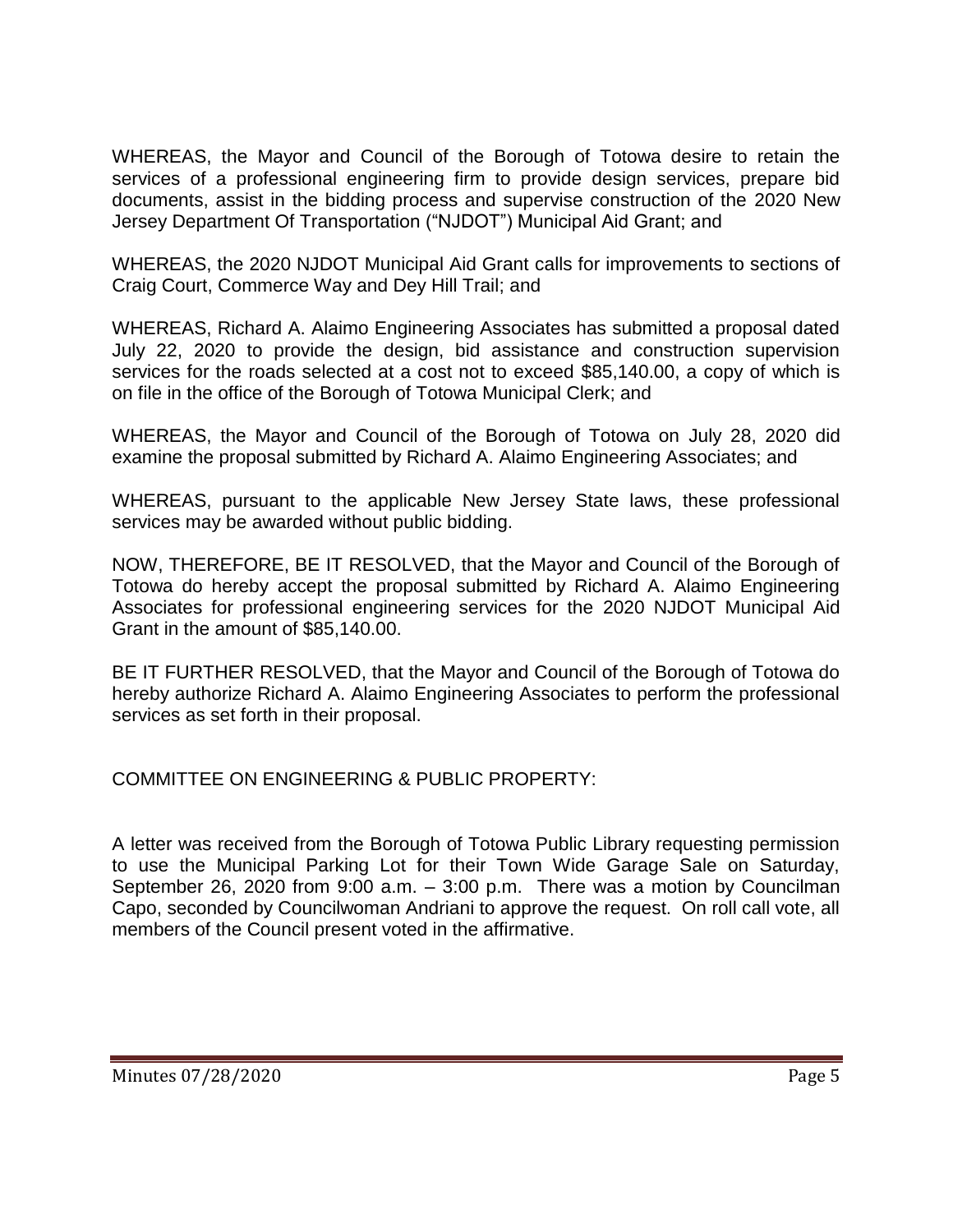WHEREAS, the Mayor and Council of the Borough of Totowa desire to retain the services of a professional engineering firm to provide design services, prepare bid documents, assist in the bidding process and supervise construction of the 2020 New Jersey Department Of Transportation ("NJDOT") Municipal Aid Grant; and

WHEREAS, the 2020 NJDOT Municipal Aid Grant calls for improvements to sections of Craig Court, Commerce Way and Dey Hill Trail; and

WHEREAS, Richard A. Alaimo Engineering Associates has submitted a proposal dated July 22, 2020 to provide the design, bid assistance and construction supervision services for the roads selected at a cost not to exceed $85,140.00, a copy of which is on file in the office of the Borough of Totowa Municipal Clerk; and

WHEREAS, the Mayor and Council of the Borough of Totowa on July 28, 2020 did examine the proposal submitted by Richard A. Alaimo Engineering Associates; and

WHEREAS, pursuant to the applicable New Jersey State laws, these professional services may be awarded without public bidding.

NOW, THEREFORE, BE IT RESOLVED, that the Mayor and Council of the Borough of Totowa do hereby accept the proposal submitted by Richard A. Alaimo Engineering Associates for professional engineering services for the 2020 NJDOT Municipal Aid Grant in the amount of $85,140.00.

BE IT FURTHER RESOLVED, that the Mayor and Council of the Borough of Totowa do hereby authorize Richard A. Alaimo Engineering Associates to perform the professional services as set forth in their proposal.

COMMITTEE ON ENGINEERING & PUBLIC PROPERTY:

A letter was received from the Borough of Totowa Public Library requesting permission to use the Municipal Parking Lot for their Town Wide Garage Sale on Saturday, September 26, 2020 from 9:00 a.m. – 3:00 p.m. There was a motion by Councilman Capo, seconded by Councilwoman Andriani to approve the request. On roll call vote, all members of the Council present voted in the affirmative.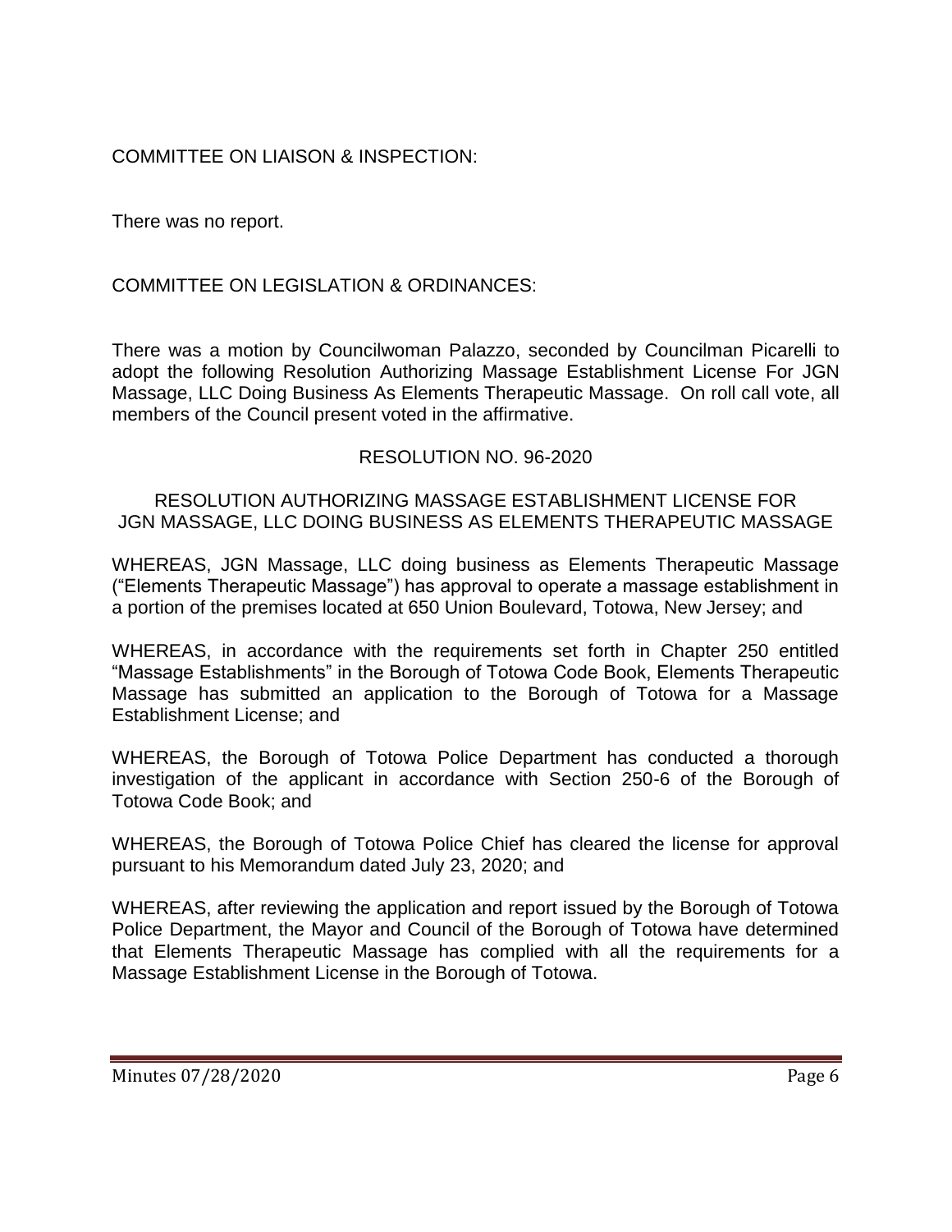COMMITTEE ON LIAISON & INSPECTION:

There was no report.

COMMITTEE ON LEGISLATION & ORDINANCES:

There was a motion by Councilwoman Palazzo, seconded by Councilman Picarelli to adopt the following Resolution Authorizing Massage Establishment License For JGN Massage, LLC Doing Business As Elements Therapeutic Massage. On roll call vote, all members of the Council present voted in the affirmative.

RESOLUTION NO. 96-2020

RESOLUTION AUTHORIZING MASSAGE ESTABLISHMENT LICENSE FOR JGN MASSAGE, LLC DOING BUSINESS AS ELEMENTS THERAPEUTIC MASSAGE

WHEREAS, JGN Massage, LLC doing business as Elements Therapeutic Massage ("Elements Therapeutic Massage") has approval to operate a massage establishment in a portion of the premises located at 650 Union Boulevard, Totowa, New Jersey; and

WHEREAS, in accordance with the requirements set forth in Chapter 250 entitled "Massage Establishments" in the Borough of Totowa Code Book, Elements Therapeutic Massage has submitted an application to the Borough of Totowa for a Massage Establishment License; and

WHEREAS, the Borough of Totowa Police Department has conducted a thorough investigation of the applicant in accordance with Section 250-6 of the Borough of Totowa Code Book; and

WHEREAS, the Borough of Totowa Police Chief has cleared the license for approval pursuant to his Memorandum dated July 23, 2020; and

WHEREAS, after reviewing the application and report issued by the Borough of Totowa Police Department, the Mayor and Council of the Borough of Totowa have determined that Elements Therapeutic Massage has complied with all the requirements for a Massage Establishment License in the Borough of Totowa.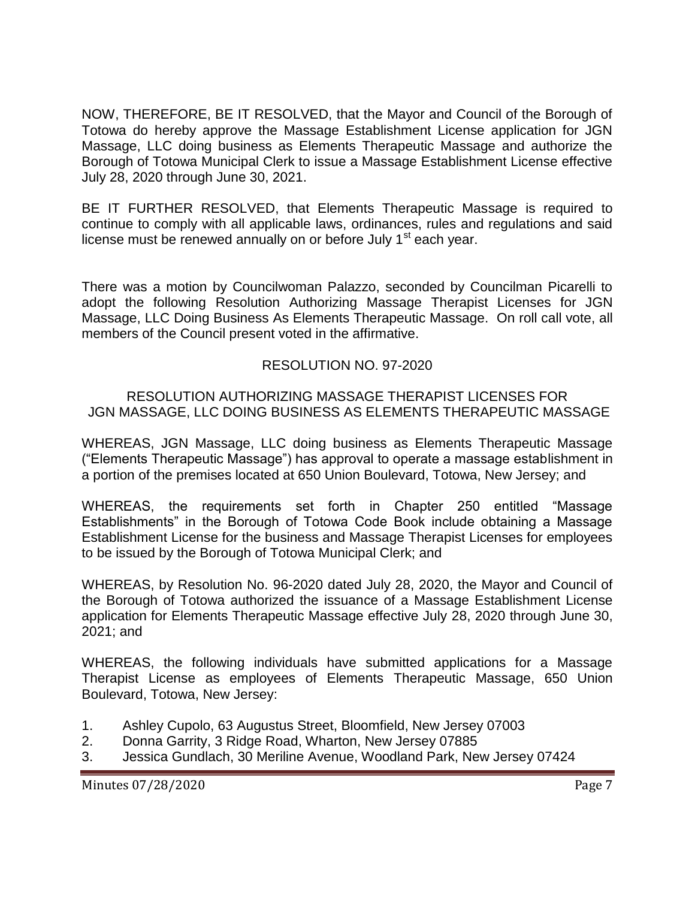NOW, THEREFORE, BE IT RESOLVED, that the Mayor and Council of the Borough of Totowa do hereby approve the Massage Establishment License application for JGN Massage, LLC doing business as Elements Therapeutic Massage and authorize the Borough of Totowa Municipal Clerk to issue a Massage Establishment License effective July 28, 2020 through June 30, 2021.

BE IT FURTHER RESOLVED, that Elements Therapeutic Massage is required to continue to comply with all applicable laws, ordinances, rules and regulations and said license must be renewed annually on or before July 1st each year.

There was a motion by Councilwoman Palazzo, seconded by Councilman Picarelli to adopt the following Resolution Authorizing Massage Therapist Licenses for JGN Massage, LLC Doing Business As Elements Therapeutic Massage. On roll call vote, all members of the Council present voted in the affirmative.

RESOLUTION NO. 97-2020

RESOLUTION AUTHORIZING MASSAGE THERAPIST LICENSES FOR JGN MASSAGE, LLC DOING BUSINESS AS ELEMENTS THERAPEUTIC MASSAGE

WHEREAS, JGN Massage, LLC doing business as Elements Therapeutic Massage ("Elements Therapeutic Massage") has approval to operate a massage establishment in a portion of the premises located at 650 Union Boulevard, Totowa, New Jersey; and

WHEREAS, the requirements set forth in Chapter 250 entitled "Massage Establishments" in the Borough of Totowa Code Book include obtaining a Massage Establishment License for the business and Massage Therapist Licenses for employees to be issued by the Borough of Totowa Municipal Clerk; and

WHEREAS, by Resolution No. 96-2020 dated July 28, 2020, the Mayor and Council of the Borough of Totowa authorized the issuance of a Massage Establishment License application for Elements Therapeutic Massage effective July 28, 2020 through June 30, 2021; and

WHEREAS, the following individuals have submitted applications for a Massage Therapist License as employees of Elements Therapeutic Massage, 650 Union Boulevard, Totowa, New Jersey:

1. Ashley Cupolo, 63 Augustus Street, Bloomfield, New Jersey 07003
2. Donna Garrity, 3 Ridge Road, Wharton, New Jersey 07885
3. Jessica Gundlach, 30 Meriline Avenue, Woodland Park, New Jersey 07424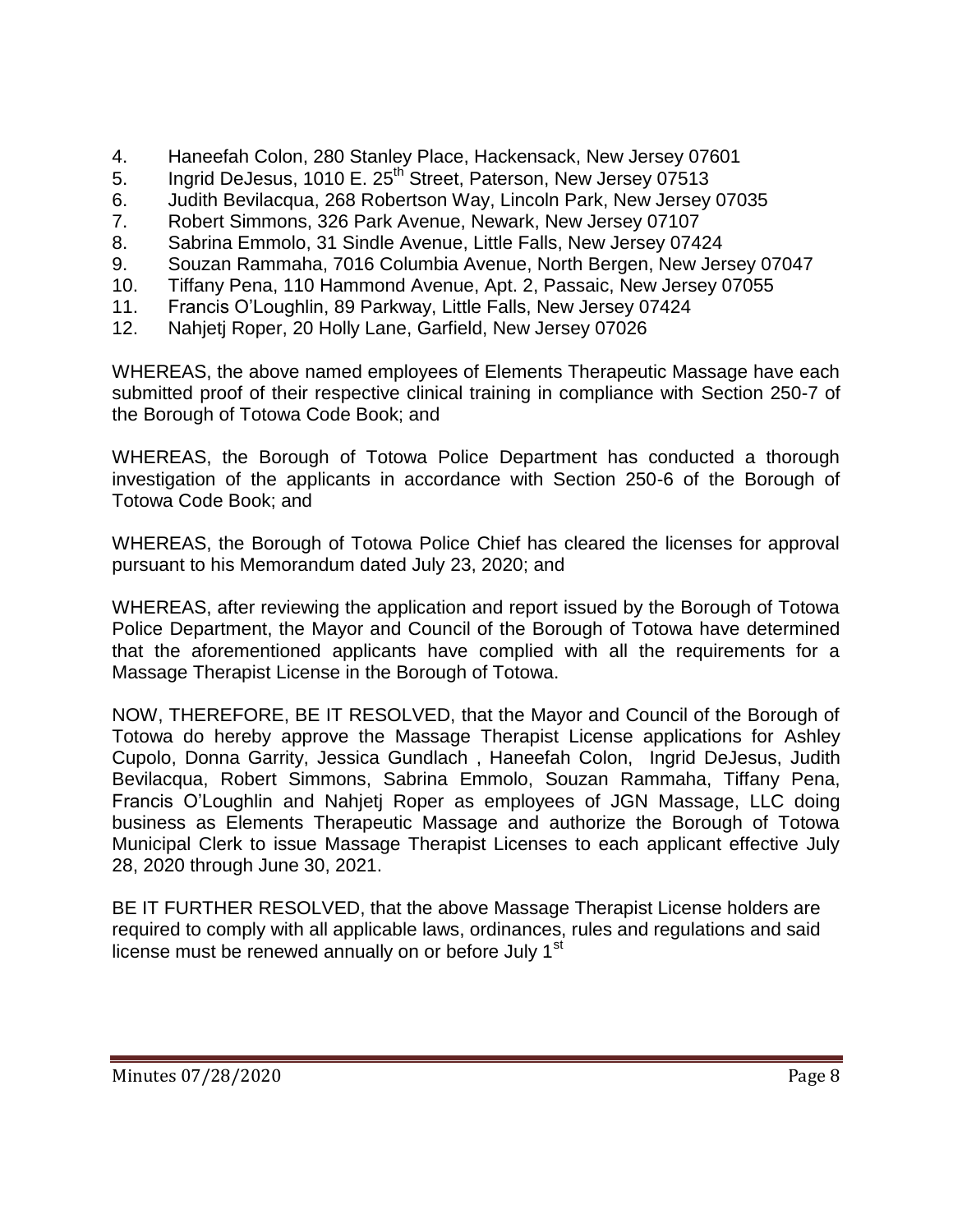4. Haneefah Colon, 280 Stanley Place, Hackensack, New Jersey 07601
5. Ingrid DeJesus, 1010 E. 25th Street, Paterson, New Jersey 07513
6. Judith Bevilacqua, 268 Robertson Way, Lincoln Park, New Jersey 07035
7. Robert Simmons, 326 Park Avenue, Newark, New Jersey 07107
8. Sabrina Emmolo, 31 Sindle Avenue, Little Falls, New Jersey 07424
9. Souzan Rammaha, 7016 Columbia Avenue, North Bergen, New Jersey 07047
10. Tiffany Pena, 110 Hammond Avenue, Apt. 2, Passaic, New Jersey 07055
11. Francis O'Loughlin, 89 Parkway, Little Falls, New Jersey 07424
12. Nahjetj Roper, 20 Holly Lane, Garfield, New Jersey 07026

WHEREAS, the above named employees of Elements Therapeutic Massage have each submitted proof of their respective clinical training in compliance with Section 250-7 of the Borough of Totowa Code Book; and

WHEREAS, the Borough of Totowa Police Department has conducted a thorough investigation of the applicants in accordance with Section 250-6 of the Borough of Totowa Code Book; and

WHEREAS, the Borough of Totowa Police Chief has cleared the licenses for approval pursuant to his Memorandum dated July 23, 2020; and

WHEREAS, after reviewing the application and report issued by the Borough of Totowa Police Department, the Mayor and Council of the Borough of Totowa have determined that the aforementioned applicants have complied with all the requirements for a Massage Therapist License in the Borough of Totowa.

NOW, THEREFORE, BE IT RESOLVED, that the Mayor and Council of the Borough of Totowa do hereby approve the Massage Therapist License applications for Ashley Cupolo, Donna Garrity, Jessica Gundlach , Haneefah Colon, Ingrid DeJesus, Judith Bevilacqua, Robert Simmons, Sabrina Emmolo, Souzan Rammaha, Tiffany Pena, Francis O'Loughlin and Nahjetj Roper as employees of JGN Massage, LLC doing business as Elements Therapeutic Massage and authorize the Borough of Totowa Municipal Clerk to issue Massage Therapist Licenses to each applicant effective July 28, 2020 through June 30, 2021.

BE IT FURTHER RESOLVED, that the above Massage Therapist License holders are required to comply with all applicable laws, ordinances, rules and regulations and said license must be renewed annually on or before July 1st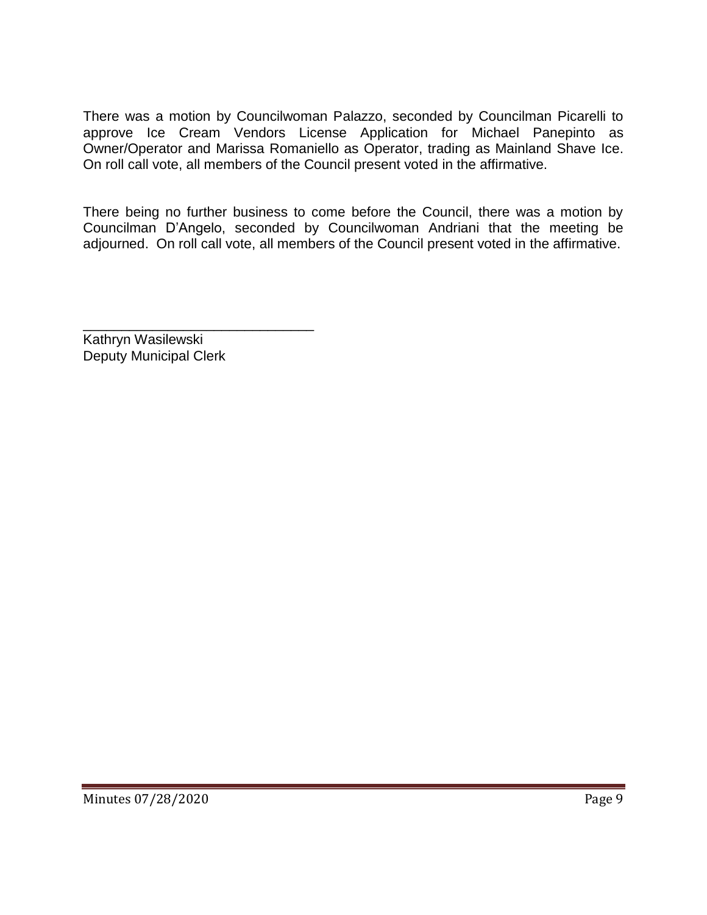There was a motion by Councilwoman Palazzo, seconded by Councilman Picarelli to approve Ice Cream Vendors License Application for Michael Panepinto as Owner/Operator and Marissa Romaniello as Operator, trading as Mainland Shave Ice. On roll call vote, all members of the Council present voted in the affirmative.

There being no further business to come before the Council, there was a motion by Councilman D'Angelo, seconded by Councilwoman Andriani that the meeting be adjourned. On roll call vote, all members of the Council present voted in the affirmative.

_______________________________
Kathryn Wasilewski
Deputy Municipal Clerk